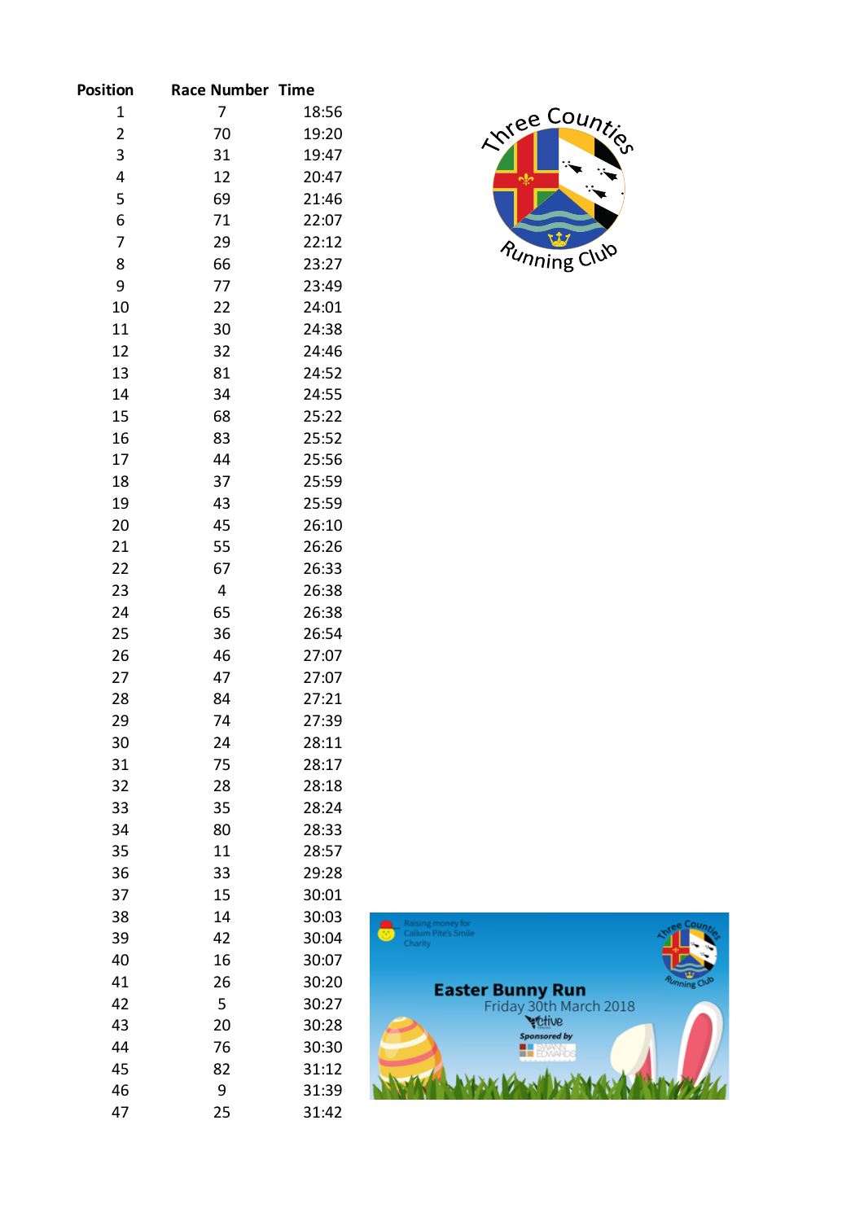| Position | Race Number | Time |
|---|---|---|
| 1 | 7 | 18:56 |
| 2 | 70 | 19:20 |
| 3 | 31 | 19:47 |
| 4 | 12 | 20:47 |
| 5 | 69 | 21:46 |
| 6 | 71 | 22:07 |
| 7 | 29 | 22:12 |
| 8 | 66 | 23:27 |
| 9 | 77 | 23:49 |
| 10 | 22 | 24:01 |
| 11 | 30 | 24:38 |
| 12 | 32 | 24:46 |
| 13 | 81 | 24:52 |
| 14 | 34 | 24:55 |
| 15 | 68 | 25:22 |
| 16 | 83 | 25:52 |
| 17 | 44 | 25:56 |
| 18 | 37 | 25:59 |
| 19 | 43 | 25:59 |
| 20 | 45 | 26:10 |
| 21 | 55 | 26:26 |
| 22 | 67 | 26:33 |
| 23 | 4 | 26:38 |
| 24 | 65 | 26:38 |
| 25 | 36 | 26:54 |
| 26 | 46 | 27:07 |
| 27 | 47 | 27:07 |
| 28 | 84 | 27:21 |
| 29 | 74 | 27:39 |
| 30 | 24 | 28:11 |
| 31 | 75 | 28:17 |
| 32 | 28 | 28:18 |
| 33 | 35 | 28:24 |
| 34 | 80 | 28:33 |
| 35 | 11 | 28:57 |
| 36 | 33 | 29:28 |
| 37 | 15 | 30:01 |
| 38 | 14 | 30:03 |
| 39 | 42 | 30:04 |
| 40 | 16 | 30:07 |
| 41 | 26 | 30:20 |
| 42 | 5 | 30:27 |
| 43 | 20 | 30:28 |
| 44 | 76 | 30:30 |
| 45 | 82 | 31:12 |
| 46 | 9 | 31:39 |
| 47 | 25 | 31:42 |

Three Counties Running Club

Raising money for Callum Pite's Smile Charity

**Easter Bunny Run**

Friday 30th March 2018

Sponsored by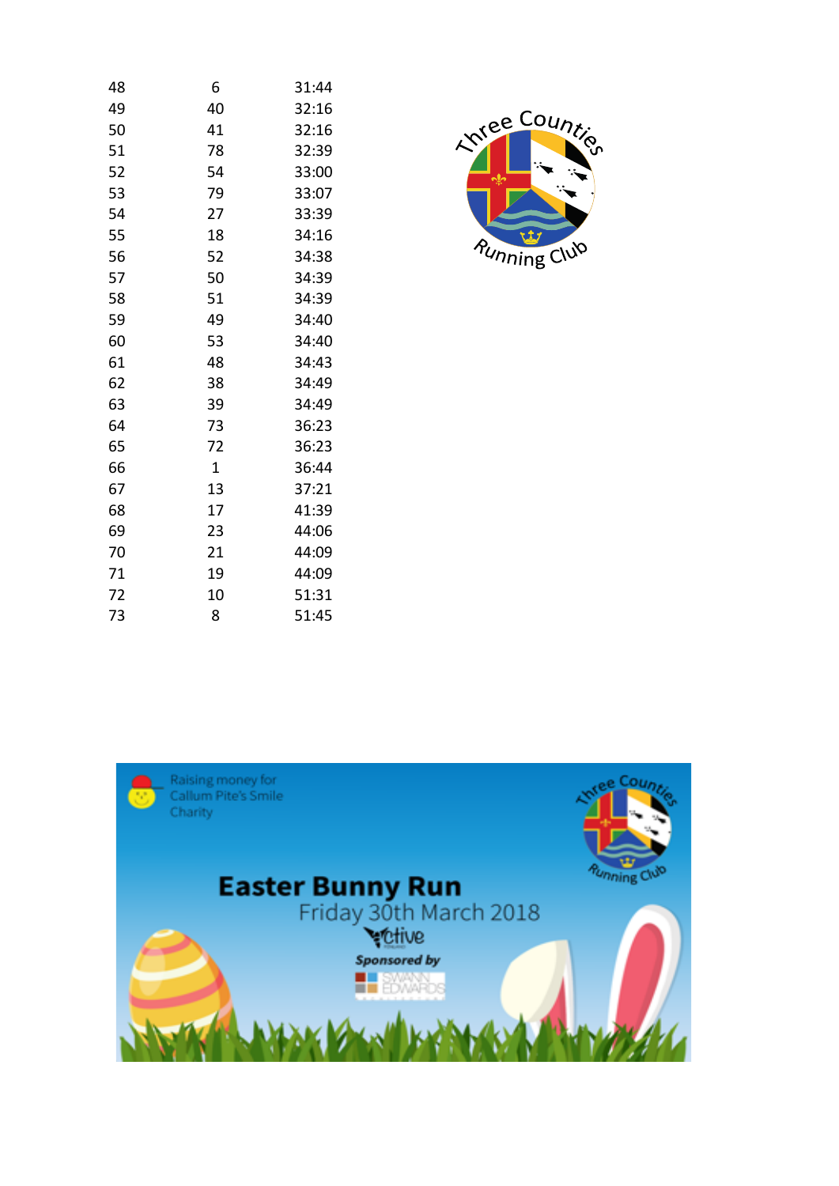| | | |
|---|---|---|
| 48 | 6 | 31:44 |
| 49 | 40 | 32:16 |
| 50 | 41 | 32:16 |
| 51 | 78 | 32:39 |
| 52 | 54 | 33:00 |
| 53 | 79 | 33:07 |
| 54 | 27 | 33:39 |
| 55 | 18 | 34:16 |
| 56 | 52 | 34:38 |
| 57 | 50 | 34:39 |
| 58 | 51 | 34:39 |
| 59 | 49 | 34:40 |
| 60 | 53 | 34:40 |
| 61 | 48 | 34:43 |
| 62 | 38 | 34:49 |
| 63 | 39 | 34:49 |
| 64 | 73 | 36:23 |
| 65 | 72 | 36:23 |
| 66 | 1 | 36:44 |
| 67 | 13 | 37:21 |
| 68 | 17 | 41:39 |
| 69 | 23 | 44:06 |
| 70 | 21 | 44:09 |
| 71 | 19 | 44:09 |
| 72 | 10 | 51:31 |
| 73 | 8 | 51:45 |

Three Counties Running Club

Raising money for Callum Pite's Smile Charity

Three Counties Running Club

**Easter Bunny Run**

Friday 30th March 2018

Active

*Sponsored by*

SWANN EDWARDS